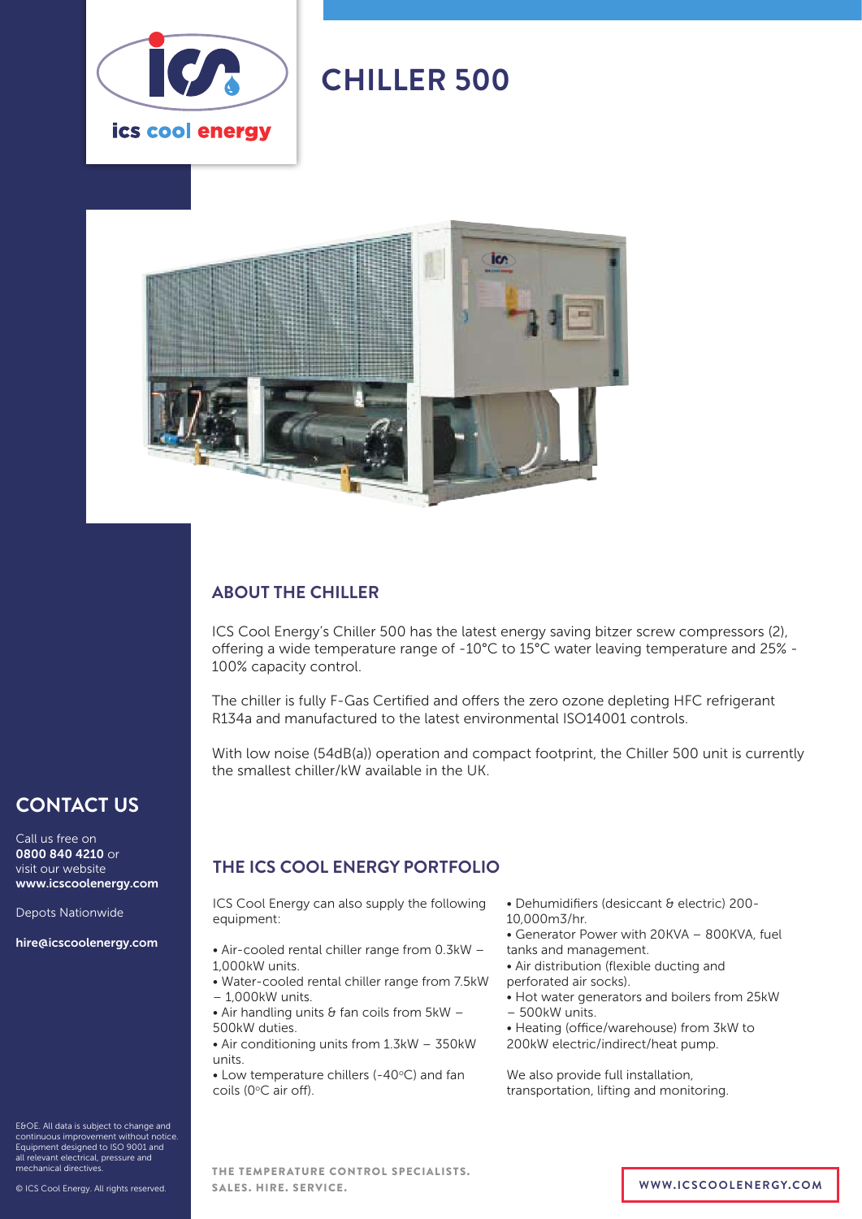ics cool energy

# CHILLER 500

## ABOUT THE CHILLER

ICS Cool Energy's Chiller 500 has the latest energy saving bitzer screw compressors (2), offering a wide temperature range of -10°C to 15°C water leaving temperature and 25% - 100% capacity control.

The chiller is fully F-Gas Certified and offers the zero ozone depleting HFC refrigerant R134a and manufactured to the latest environmental ISO14001 controls.

With low noise (54dB(a)) operation and compact footprint, the Chiller 500 unit is currently the smallest chiller/kW available in the UK.

## THE ICS COOL ENERGY PORTFOLIO

ICS Cool Energy can also supply the following equipment:

- Air-cooled rental chiller range from 0.3kW – 1,000kW units.
- Water-cooled rental chiller range from 7.5kW – 1,000kW units.
- Air handling units & fan coils from 5kW – 500kW duties.
- Air conditioning units from 1.3kW – 350kW units.
- Low temperature chillers (-40°C) and fan coils (0°C air off).
- Dehumidifiers (desiccant & electric) 200-10,000m3/hr.
- Generator Power with 20KVA – 800KVA, fuel tanks and management.
- Air distribution (flexible ducting and perforated air socks).
- Hot water generators and boilers from 25kW – 500kW units.
- Heating (office/warehouse) from 3kW to 200kW electric/indirect/heat pump.

We also provide full installation, transportation, lifting and monitoring.

## CONTACT US

Call us free on **0800 840 4210** or visit our website **www.icscoolenergy.com**

Depots Nationwide

**hire@icscoolenergy.com**

E&OE. All data is subject to change and continuous improvement without notice. Equipment designed to ISO 9001 and all relevant electrical, pressure and mechanical directives.

© ICS Cool Energy. All rights reserved.

THE TEMPERATURE CONTROL SPECIALISTS.
SALES. HIRE. SERVICE.

WWW.ICSCOOLENERGY.COM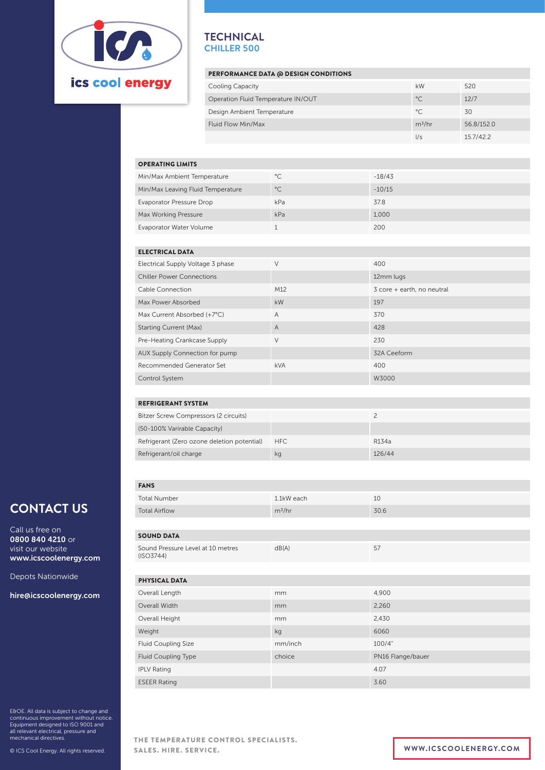ics cool energy

# TECHNICAL
## CHILLER 500

| PERFORMANCE DATA @ DESIGN CONDITIONS | | |
|---|---|---|
| Cooling Capacity | kW | 520 |
| Operation Fluid Temperature IN/OUT | °C | 12/7 |
| Design Ambient Temperature | °C | 30 |
| Fluid Flow Min/Max | $m^3/hr$ | 56.8/152.0 |
| | l/s | 15.7/42.2 |

| OPERATING LIMITS | | |
|---|---|---|
| Min/Max Ambient Temperature | °C | -18/43 |
| Min/Max Leaving Fluid Temperature | °C | -10/15 |
| Evaporator Pressure Drop | kPa | 37.8 |
| Max Working Pressure | kPa | 1,000 |
| Evaporator Water Volume | 1 | 200 |

| ELECTRICAL DATA | | |
|---|---|---|
| Electrical Supply Voltage 3 phase | V | 400 |
| Chiller Power Connections | | 12mm lugs |
| Cable Connection | M12 | 3 core + earth, no neutral |
| Max Power Absorbed | kW | 197 |
| Max Current Absorbed (+7°C) | A | 370 |
| Starting Current (Max) | A | 428 |
| Pre-Heating Crankcase Supply | V | 230 |
| AUX Supply Connection for pump | | 32A Ceeform |
| Recommended Generator Set | kVA | 400 |
| Control System | | W3000 |

| REFRIGERANT SYSTEM | | |
|---|---|---|
| Bitzer Screw Compressors (2 circuits) | | 2 |
| (50-100% Varirable Capacity) | | |
| Refrigerant (Zero ozone deletion potential) | HFC | R134a |
| Refrigerant/oil charge | kg | 126/44 |

| FANS | | |
|---|---|---|
| Total Number | 1.1kW each | 10 |
| Total Airflow | $m^3/hr$ | 30.6 |

| SOUND DATA | | |
|---|---|---|
| Sound Pressure Level at 10 metres (ISO3744) | dB(A) | 57 |

| PHYSICAL DATA | | |
|---|---|---|
| Overall Length | mm | 4,900 |
| Overall Width | mm | 2,260 |
| Overall Height | mm | 2,430 |
| Weight | kg | 6060 |
| Fluid Coupling Size | mm/inch | 100/4" |
| Fluid Coupling Type | choice | PN16 Flange/bauer |
| IPLV Rating | | 4.07 |
| ESEER Rating | | 3.60 |

## CONTACT US

Call us free on **0800 840 4210** or visit our website **www.icscoolenergy.com**

Depots Nationwide

**hire@icscoolenergy.com**

E&OE. All data is subject to change and continuous improvement without notice. Equipment designed to ISO 9001 and all relevant electrical, pressure and mechanical directives.

© ICS Cool Energy. All rights reserved.

THE TEMPERATURE CONTROL SPECIALISTS.
SALES. HIRE. SERVICE.

WWW.ICSCOOLENERGY.COM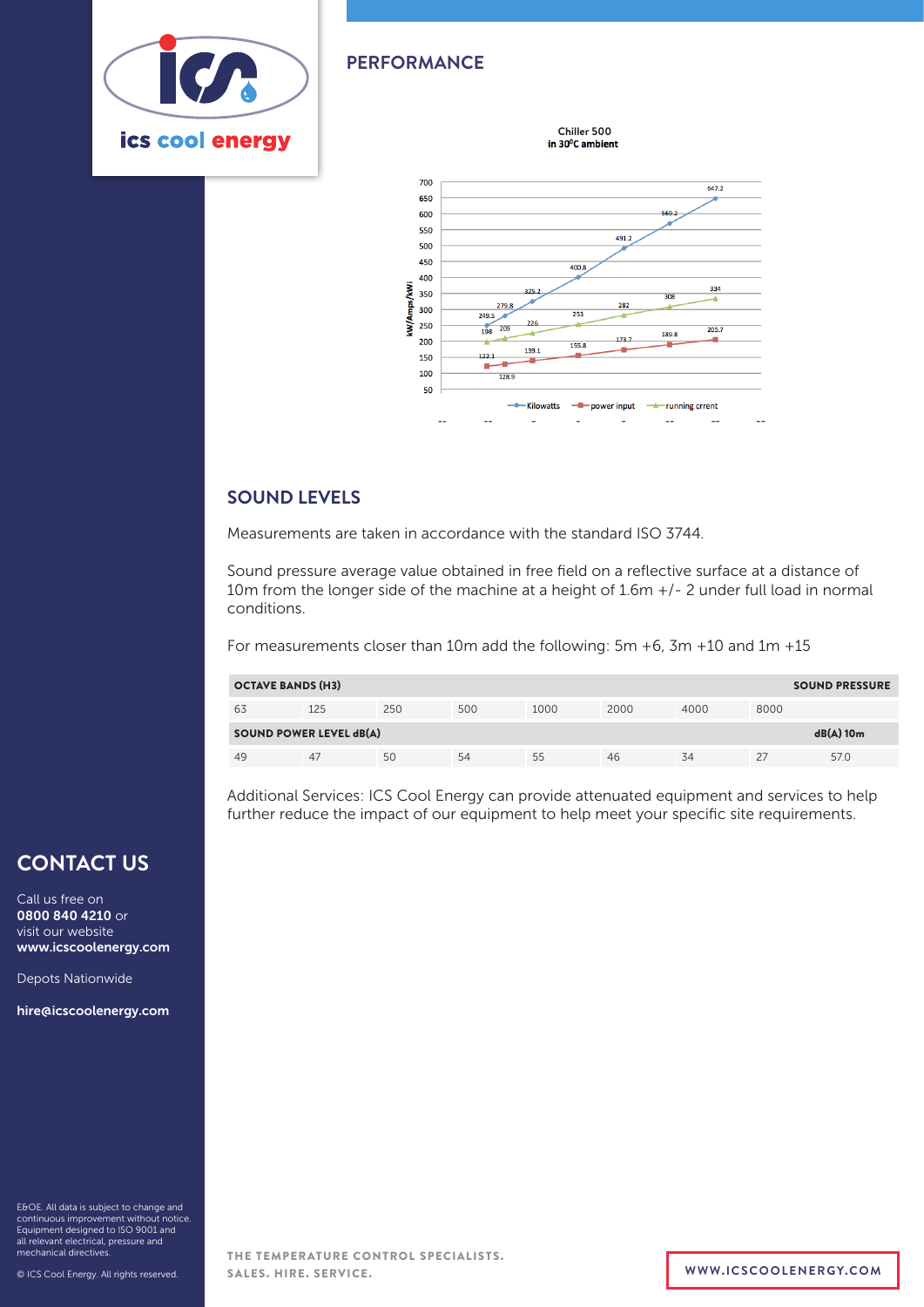## PERFORMANCE

Chiller 500
in 30°C ambient

kW/Amps/kWi

700
650
600
550
500
450
400
350
300
250
200
150
100
50

647.2
569.2
491.2
400.8
325.2
279.8
249.5
198
334
308
282
253
226
209
205.7
189.8
173.7
155.8
139.1
128.9
122.1

Kilowatts
power input
running crrent

## SOUND LEVELS

Measurements are taken in accordance with the standard ISO 3744.

Sound pressure average value obtained in free field on a reflective surface at a distance of 10m from the longer side of the machine at a height of 1.6m +/- 2 under full load in normal conditions.

For measurements closer than 10m add the following: 5m +6, 3m +10 and 1m +15

| OCTAVE BANDS (H3) | | | | | | | | SOUND PRESSURE |
|---|---|---|---|---|---|---|---|---|
| 63 | 125 | 250 | 500 | 1000 | 2000 | 4000 | 8000 | |
| **SOUND POWER LEVEL dB(A)** | | | | | | | | **dB(A) 10m** |
| 49 | 47 | 50 | 54 | 55 | 46 | 34 | 27 | 57.0 |

Additional Services: ICS Cool Energy can provide attenuated equipment and services to help further reduce the impact of our equipment to help meet your specific site requirements.

## CONTACT US

Call us free on
**0800 840 4210** or
visit our website
**www.icscoolenergy.com**

Depots Nationwide

**hire@icscoolenergy.com**

E&OE. All data is subject to change and continuous improvement without notice. Equipment designed to ISO 9001 and all relevant electrical, pressure and mechanical directives.

© ICS Cool Energy. All rights reserved.

THE TEMPERATURE CONTROL SPECIALISTS.
SALES. HIRE. SERVICE.

WWW.ICSCOOLENERGY.COM